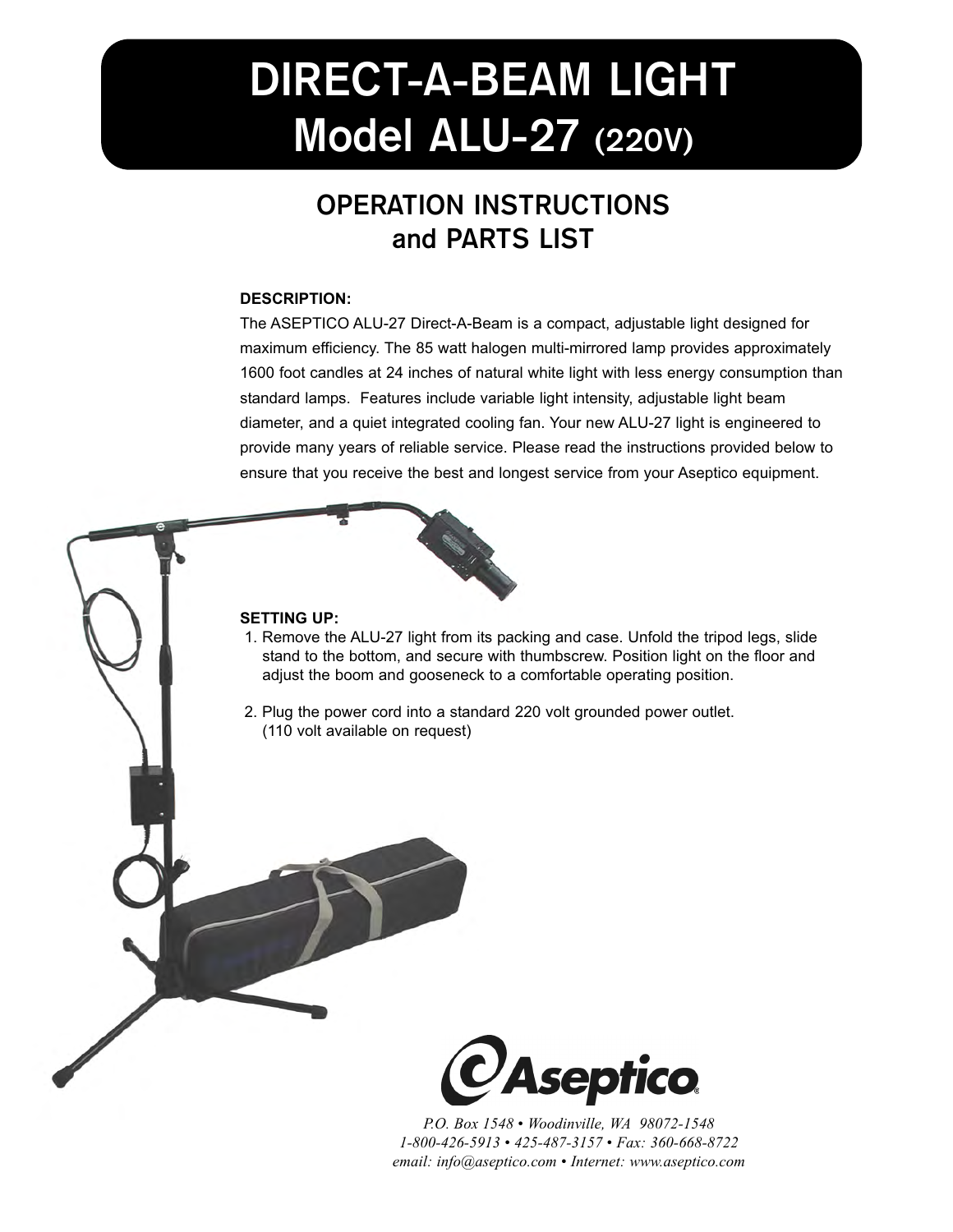# DIRECT-A-BEAM LIGHT
# Model ALU-27 (220V)

## OPERATION INSTRUCTIONS and PARTS LIST

**DESCRIPTION:**

The ASEPTICO ALU-27 Direct-A-Beam is a compact, adjustable light designed for maximum efficiency. The 85 watt halogen multi-mirrored lamp provides approximately 1600 foot candles at 24 inches of natural white light with less energy consumption than standard lamps. Features include variable light intensity, adjustable light beam diameter, and a quiet integrated cooling fan. Your new ALU-27 light is engineered to provide many years of reliable service. Please read the instructions provided below to ensure that you receive the best and longest service from your Aseptico equipment.

**SETTING UP:**

1. Remove the ALU-27 light from its packing and case. Unfold the tripod legs, slide stand to the bottom, and secure with thumbscrew. Position light on the floor and adjust the boom and gooseneck to a comfortable operating position.

2. Plug the power cord into a standard 220 volt grounded power outlet. (110 volt available on request)

Aseptico®

*P.O. Box 1548 • Woodinville, WA 98072-1548*
*1-800-426-5913 • 425-487-3157 • Fax: 360-668-8722*
*email: info@aseptico.com • Internet: www.aseptico.com*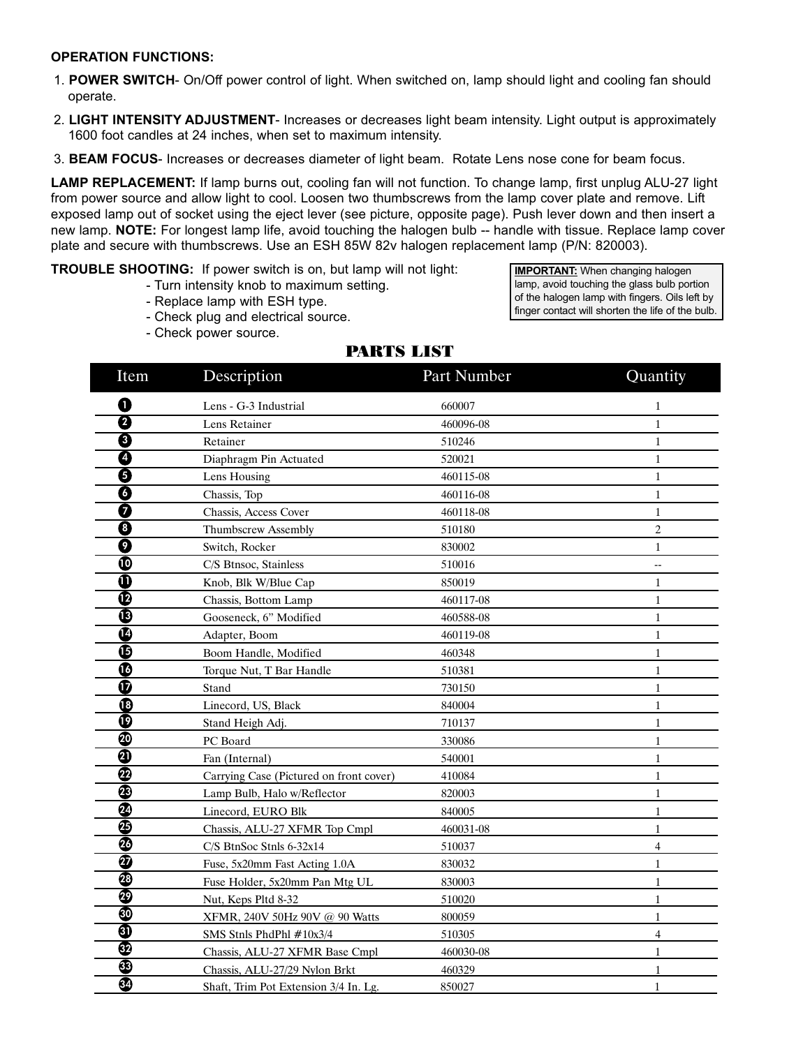**OPERATION FUNCTIONS:**

1. **POWER SWITCH**- On/Off power control of light. When switched on, lamp should light and cooling fan should operate.
2. **LIGHT INTENSITY ADJUSTMENT**- Increases or decreases light beam intensity. Light output is approximately 1600 foot candles at 24 inches, when set to maximum intensity.
3. **BEAM FOCUS**- Increases or decreases diameter of light beam. Rotate Lens nose cone for beam focus.

**LAMP REPLACEMENT:** If lamp burns out, cooling fan will not function. To change lamp, first unplug ALU-27 light from power source and allow light to cool. Loosen two thumbscrews from the lamp cover plate and remove. Lift exposed lamp out of socket using the eject lever (see picture, opposite page). Push lever down and then insert a new lamp. **NOTE:** For longest lamp life, avoid touching the halogen bulb -- handle with tissue. Replace lamp cover plate and secure with thumbscrews. Use an ESH 85W 82v halogen replacement lamp (P/N: 820003).

**TROUBLE SHOOTING:** If power switch is on, but lamp will not light:

- Turn intensity knob to maximum setting.
- Replace lamp with ESH type.
- Check plug and electrical source.
- Check power source.

**IMPORTANT:** When changing halogen lamp, avoid touching the glass bulb portion of the halogen lamp with fingers. Oils left by finger contact will shorten the life of the bulb.

## PARTS LIST

| Item | Description | Part Number | Quantity |
|---|---|---|---|
| 1 | Lens - G-3 Industrial | 660007 | 1 |
| 2 | Lens Retainer | 460096-08 | 1 |
| 3 | Retainer | 510246 | 1 |
| 4 | Diaphragm Pin Actuated | 520021 | 1 |
| 5 | Lens Housing | 460115-08 | 1 |
| 6 | Chassis, Top | 460116-08 | 1 |
| 7 | Chassis, Access Cover | 460118-08 | 1 |
| 8 | Thumbscrew Assembly | 510180 | 2 |
| 9 | Switch, Rocker | 830002 | 1 |
| 10 | C/S Btnsoc, Stainless | 510016 | -- |
| 11 | Knob, Blk W/Blue Cap | 850019 | 1 |
| 12 | Chassis, Bottom Lamp | 460117-08 | 1 |
| 13 | Gooseneck, 6" Modified | 460588-08 | 1 |
| 14 | Adapter, Boom | 460119-08 | 1 |
| 15 | Boom Handle, Modified | 460348 | 1 |
| 16 | Torque Nut, T Bar Handle | 510381 | 1 |
| 17 | Stand | 730150 | 1 |
| 18 | Linecord, US, Black | 840004 | 1 |
| 19 | Stand Heigh Adj. | 710137 | 1 |
| 20 | PC Board | 330086 | 1 |
| 21 | Fan (Internal) | 540001 | 1 |
| 22 | Carrying Case (Pictured on front cover) | 410084 | 1 |
| 23 | Lamp Bulb, Halo w/Reflector | 820003 | 1 |
| 24 | Linecord, EURO Blk | 840005 | 1 |
| 25 | Chassis, ALU-27 XFMR Top Cmpl | 460031-08 | 1 |
| 26 | C/S BtnSoc Stnls 6-32x14 | 510037 | 4 |
| 27 | Fuse, 5x20mm Fast Acting 1.0A | 830032 | 1 |
| 28 | Fuse Holder, 5x20mm Pan Mtg UL | 830003 | 1 |
| 29 | Nut, Keps Pltd 8-32 | 510020 | 1 |
| 30 | XFMR, 240V 50Hz 90V @ 90 Watts | 800059 | 1 |
| 31 | SMS Stnls PhdPhl #10x3/4 | 510305 | 4 |
| 32 | Chassis, ALU-27 XFMR Base Cmpl | 460030-08 | 1 |
| 33 | Chassis, ALU-27/29 Nylon Brkt | 460329 | 1 |
| 34 | Shaft, Trim Pot Extension 3/4 In. Lg. | 850027 | 1 |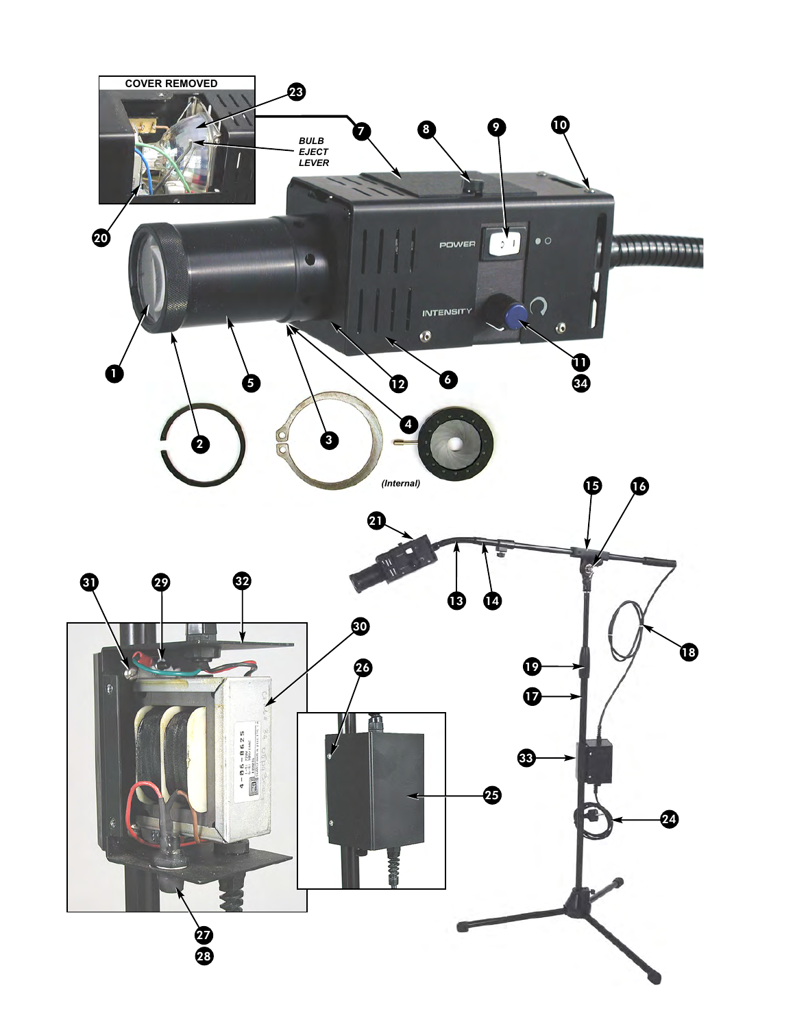**COVER REMOVED**

*BULB EJECT LEVER*

*(Internal)*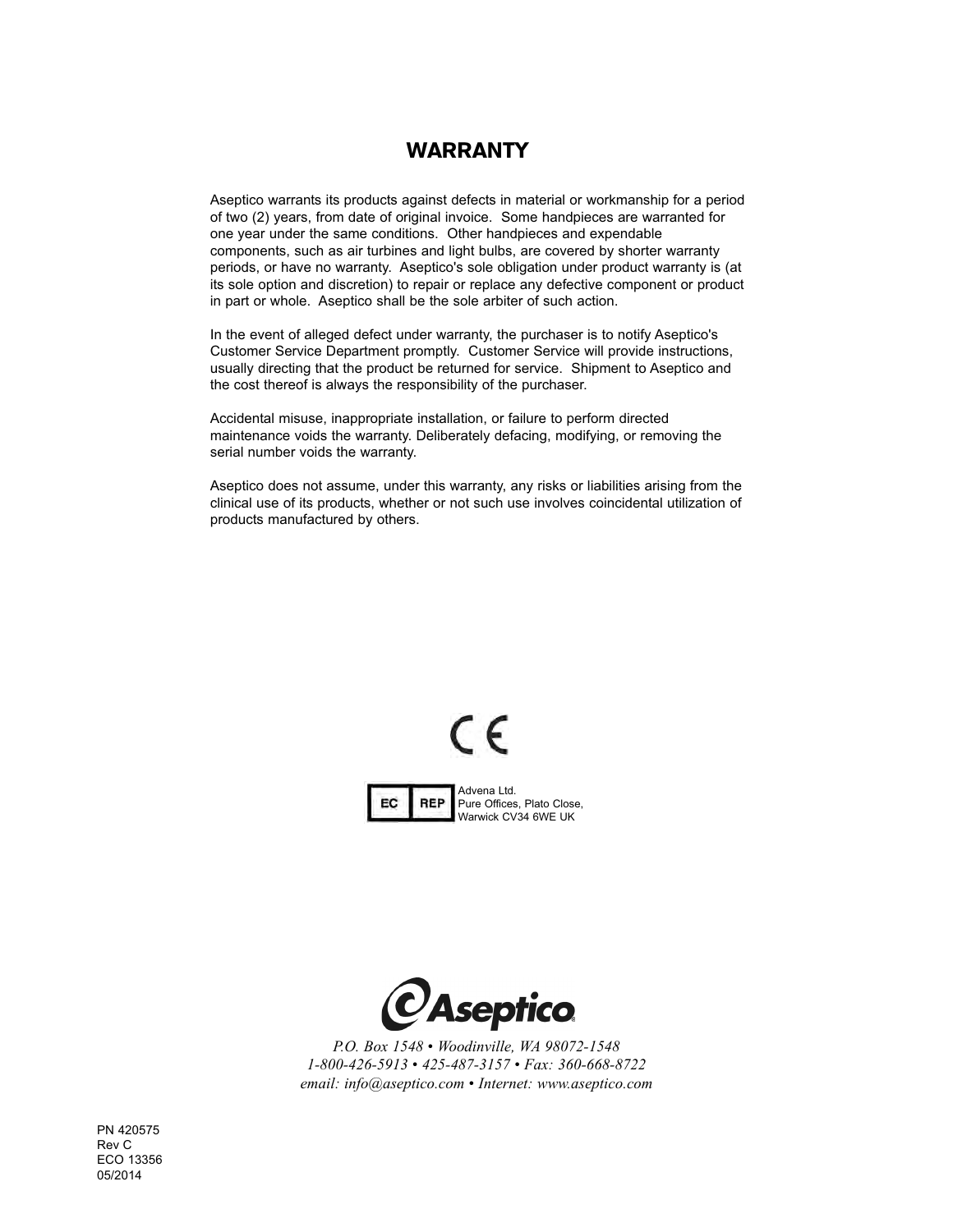## WARRANTY

Aseptico warrants its products against defects in material or workmanship for a period of two (2) years, from date of original invoice. Some handpieces are warranted for one year under the same conditions. Other handpieces and expendable components, such as air turbines and light bulbs, are covered by shorter warranty periods, or have no warranty. Aseptico's sole obligation under product warranty is (at its sole option and discretion) to repair or replace any defective component or product in part or whole. Aseptico shall be the sole arbiter of such action.

In the event of alleged defect under warranty, the purchaser is to notify Aseptico's Customer Service Department promptly. Customer Service will provide instructions, usually directing that the product be returned for service. Shipment to Aseptico and the cost thereof is always the responsibility of the purchaser.

Accidental misuse, inappropriate installation, or failure to perform directed maintenance voids the warranty. Deliberately defacing, modifying, or removing the serial number voids the warranty.

Aseptico does not assume, under this warranty, any risks or liabilities arising from the clinical use of its products, whether or not such use involves coincidental utilization of products manufactured by others.

CE

EC REP
Advena Ltd.
Pure Offices, Plato Close,
Warwick CV34 6WE UK

Aseptico

*P.O. Box 1548 • Woodinville, WA 98072-1548*
*1-800-426-5913 • 425-487-3157 • Fax: 360-668-8722*
*email: info@aseptico.com • Internet: www.aseptico.com*

PN 420575
Rev C
ECO 13356
05/2014